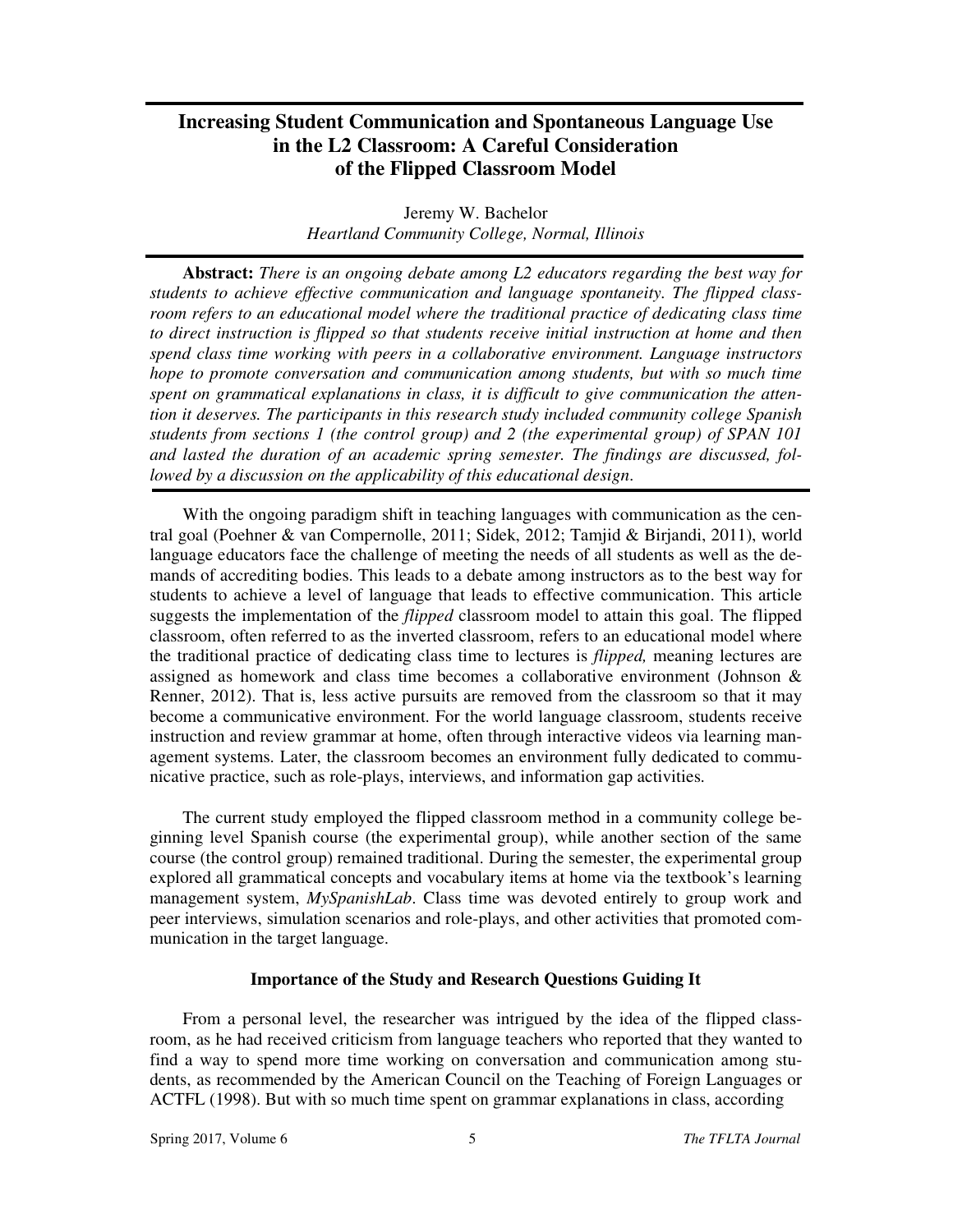# Increasing Student Communication and Spontaneous Language Use in the L2 Classroom: A Careful Consideration of the Flipped Classroom Model

Jeremy W. Bachelor
*Heartland Community College, Normal, Illinois*

**Abstract:** *There is an ongoing debate among L2 educators regarding the best way for students to achieve effective communication and language spontaneity. The flipped classroom refers to an educational model where the traditional practice of dedicating class time to direct instruction is flipped so that students receive initial instruction at home and then spend class time working with peers in a collaborative environment. Language instructors hope to promote conversation and communication among students, but with so much time spent on grammatical explanations in class, it is difficult to give communication the attention it deserves. The participants in this research study included community college Spanish students from sections 1 (the control group) and 2 (the experimental group) of SPAN 101 and lasted the duration of an academic spring semester. The findings are discussed, followed by a discussion on the applicability of this educational design.*

With the ongoing paradigm shift in teaching languages with communication as the central goal (Poehner & van Compernolle, 2011; Sidek, 2012; Tamjid & Birjandi, 2011), world language educators face the challenge of meeting the needs of all students as well as the demands of accrediting bodies. This leads to a debate among instructors as to the best way for students to achieve a level of language that leads to effective communication. This article suggests the implementation of the *flipped* classroom model to attain this goal. The flipped classroom, often referred to as the inverted classroom, refers to an educational model where the traditional practice of dedicating class time to lectures is *flipped,* meaning lectures are assigned as homework and class time becomes a collaborative environment (Johnson & Renner, 2012). That is, less active pursuits are removed from the classroom so that it may become a communicative environment. For the world language classroom, students receive instruction and review grammar at home, often through interactive videos via learning management systems. Later, the classroom becomes an environment fully dedicated to communicative practice, such as role-plays, interviews, and information gap activities.

The current study employed the flipped classroom method in a community college beginning level Spanish course (the experimental group), while another section of the same course (the control group) remained traditional. During the semester, the experimental group explored all grammatical concepts and vocabulary items at home via the textbook's learning management system, *MySpanishLab*. Class time was devoted entirely to group work and peer interviews, simulation scenarios and role-plays, and other activities that promoted communication in the target language.

## Importance of the Study and Research Questions Guiding It

From a personal level, the researcher was intrigued by the idea of the flipped classroom, as he had received criticism from language teachers who reported that they wanted to find a way to spend more time working on conversation and communication among students, as recommended by the American Council on the Teaching of Foreign Languages or ACTFL (1998). But with so much time spent on grammar explanations in class, according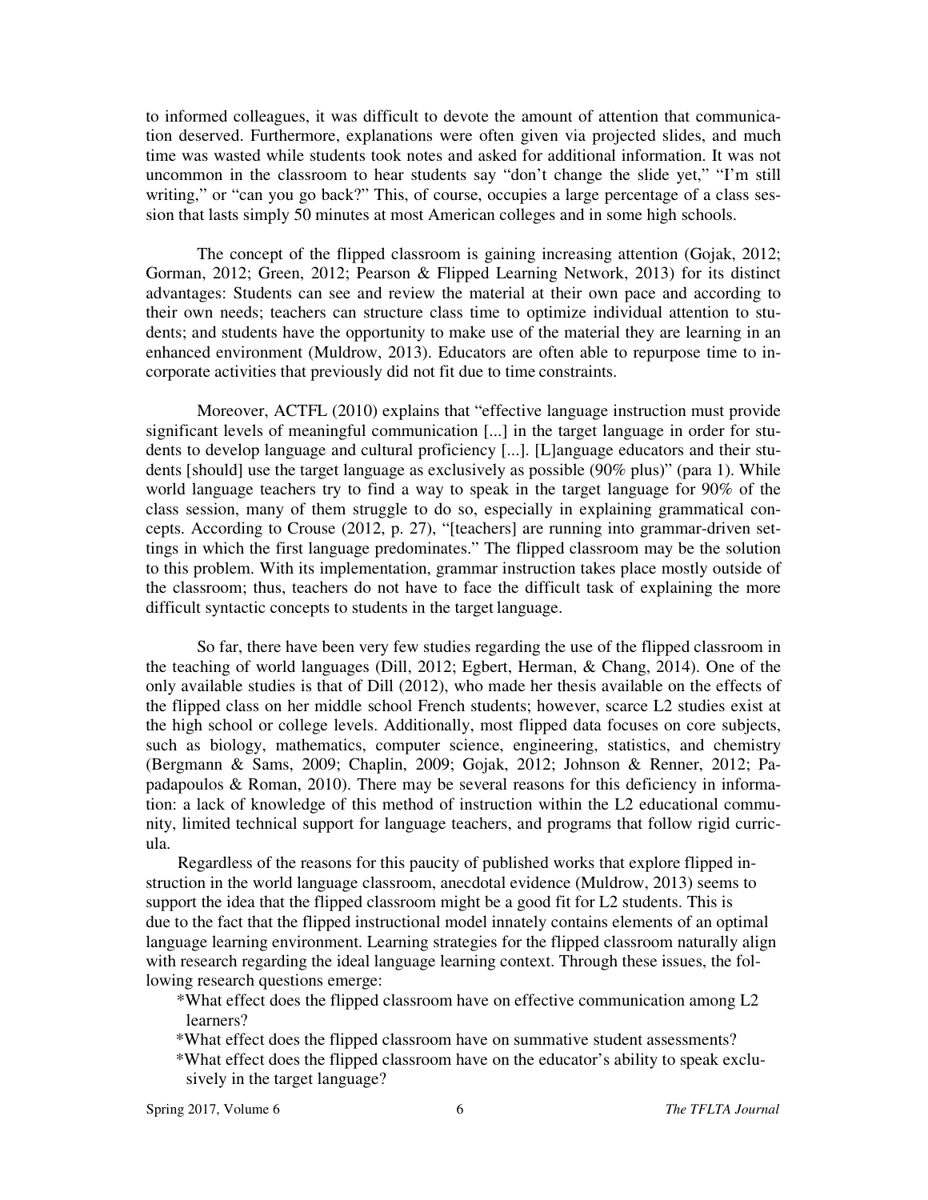to informed colleagues, it was difficult to devote the amount of attention that communication deserved. Furthermore, explanations were often given via projected slides, and much time was wasted while students took notes and asked for additional information. It was not uncommon in the classroom to hear students say "don't change the slide yet," "I'm still writing," or "can you go back?" This, of course, occupies a large percentage of a class session that lasts simply 50 minutes at most American colleges and in some high schools.

The concept of the flipped classroom is gaining increasing attention (Gojak, 2012; Gorman, 2012; Green, 2012; Pearson & Flipped Learning Network, 2013) for its distinct advantages: Students can see and review the material at their own pace and according to their own needs; teachers can structure class time to optimize individual attention to students; and students have the opportunity to make use of the material they are learning in an enhanced environment (Muldrow, 2013). Educators are often able to repurpose time to incorporate activities that previously did not fit due to time constraints.

Moreover, ACTFL (2010) explains that "effective language instruction must provide significant levels of meaningful communication [...] in the target language in order for students to develop language and cultural proficiency [...]. [L]anguage educators and their students [should] use the target language as exclusively as possible (90% plus)" (para 1). While world language teachers try to find a way to speak in the target language for 90% of the class session, many of them struggle to do so, especially in explaining grammatical concepts. According to Crouse (2012, p. 27), "[teachers] are running into grammar-driven settings in which the first language predominates." The flipped classroom may be the solution to this problem. With its implementation, grammar instruction takes place mostly outside of the classroom; thus, teachers do not have to face the difficult task of explaining the more difficult syntactic concepts to students in the target language.

So far, there have been very few studies regarding the use of the flipped classroom in the teaching of world languages (Dill, 2012; Egbert, Herman, & Chang, 2014). One of the only available studies is that of Dill (2012), who made her thesis available on the effects of the flipped class on her middle school French students; however, scarce L2 studies exist at the high school or college levels. Additionally, most flipped data focuses on core subjects, such as biology, mathematics, computer science, engineering, statistics, and chemistry (Bergmann & Sams, 2009; Chaplin, 2009; Gojak, 2012; Johnson & Renner, 2012; Papadapoulos & Roman, 2010). There may be several reasons for this deficiency in information: a lack of knowledge of this method of instruction within the L2 educational community, limited technical support for language teachers, and programs that follow rigid curricula.

Regardless of the reasons for this paucity of published works that explore flipped instruction in the world language classroom, anecdotal evidence (Muldrow, 2013) seems to support the idea that the flipped classroom might be a good fit for L2 students. This is due to the fact that the flipped instructional model innately contains elements of an optimal language learning environment. Learning strategies for the flipped classroom naturally align with research regarding the ideal language learning context. Through these issues, the following research questions emerge:

*What effect does the flipped classroom have on effective communication among L2 learners?

*What effect does the flipped classroom have on summative student assessments?

*What effect does the flipped classroom have on the educator's ability to speak exclusively in the target language?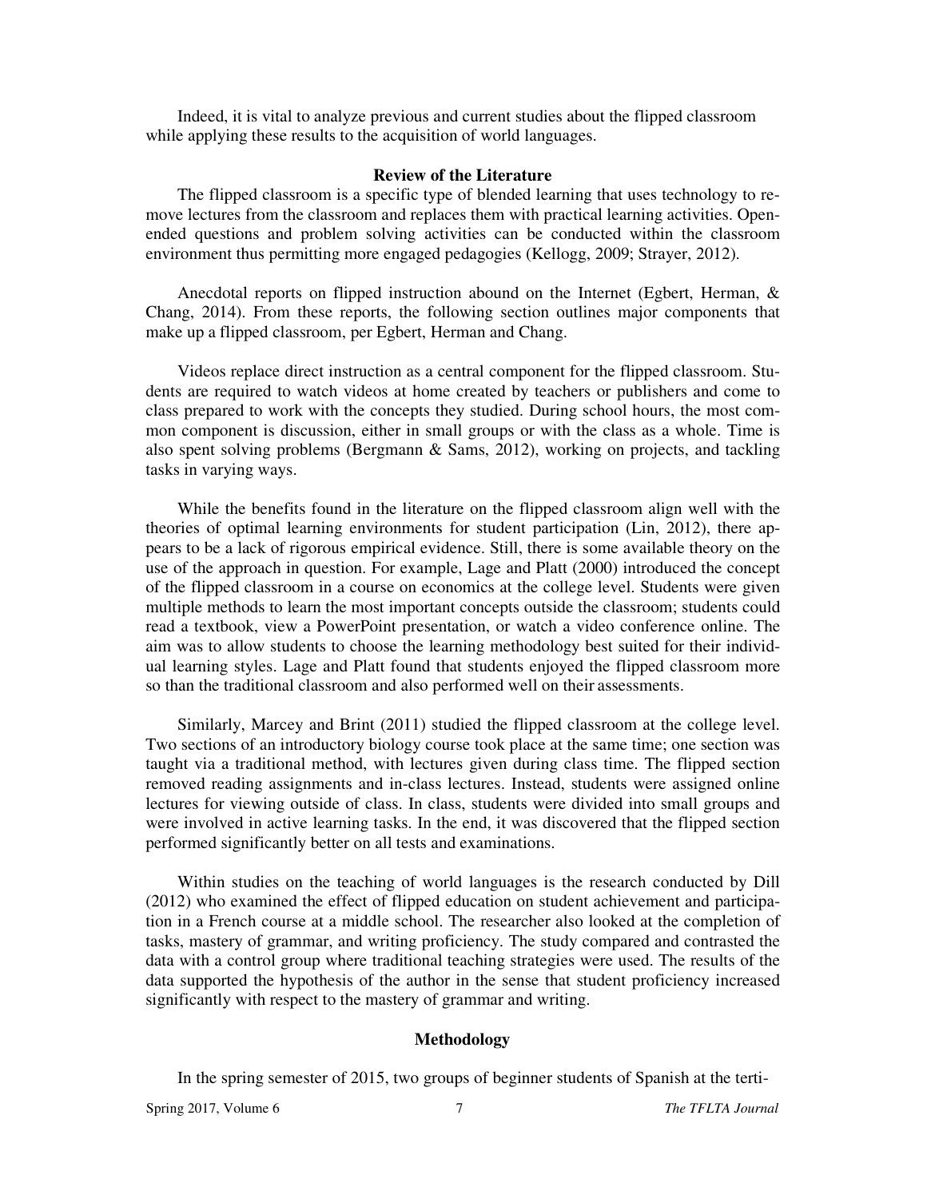Indeed, it is vital to analyze previous and current studies about the flipped classroom while applying these results to the acquisition of world languages.

## Review of the Literature

The flipped classroom is a specific type of blended learning that uses technology to remove lectures from the classroom and replaces them with practical learning activities. Open-ended questions and problem solving activities can be conducted within the classroom environment thus permitting more engaged pedagogies (Kellogg, 2009; Strayer, 2012).

Anecdotal reports on flipped instruction abound on the Internet (Egbert, Herman, & Chang, 2014). From these reports, the following section outlines major components that make up a flipped classroom, per Egbert, Herman and Chang.

Videos replace direct instruction as a central component for the flipped classroom. Students are required to watch videos at home created by teachers or publishers and come to class prepared to work with the concepts they studied. During school hours, the most common component is discussion, either in small groups or with the class as a whole. Time is also spent solving problems (Bergmann & Sams, 2012), working on projects, and tackling tasks in varying ways.

While the benefits found in the literature on the flipped classroom align well with the theories of optimal learning environments for student participation (Lin, 2012), there appears to be a lack of rigorous empirical evidence. Still, there is some available theory on the use of the approach in question. For example, Lage and Platt (2000) introduced the concept of the flipped classroom in a course on economics at the college level. Students were given multiple methods to learn the most important concepts outside the classroom; students could read a textbook, view a PowerPoint presentation, or watch a video conference online. The aim was to allow students to choose the learning methodology best suited for their individual learning styles. Lage and Platt found that students enjoyed the flipped classroom more so than the traditional classroom and also performed well on their assessments.

Similarly, Marcey and Brint (2011) studied the flipped classroom at the college level. Two sections of an introductory biology course took place at the same time; one section was taught via a traditional method, with lectures given during class time. The flipped section removed reading assignments and in-class lectures. Instead, students were assigned online lectures for viewing outside of class. In class, students were divided into small groups and were involved in active learning tasks. In the end, it was discovered that the flipped section performed significantly better on all tests and examinations.

Within studies on the teaching of world languages is the research conducted by Dill (2012) who examined the effect of flipped education on student achievement and participation in a French course at a middle school. The researcher also looked at the completion of tasks, mastery of grammar, and writing proficiency. The study compared and contrasted the data with a control group where traditional teaching strategies were used. The results of the data supported the hypothesis of the author in the sense that student proficiency increased significantly with respect to the mastery of grammar and writing.

## Methodology

In the spring semester of 2015, two groups of beginner students of Spanish at the terti-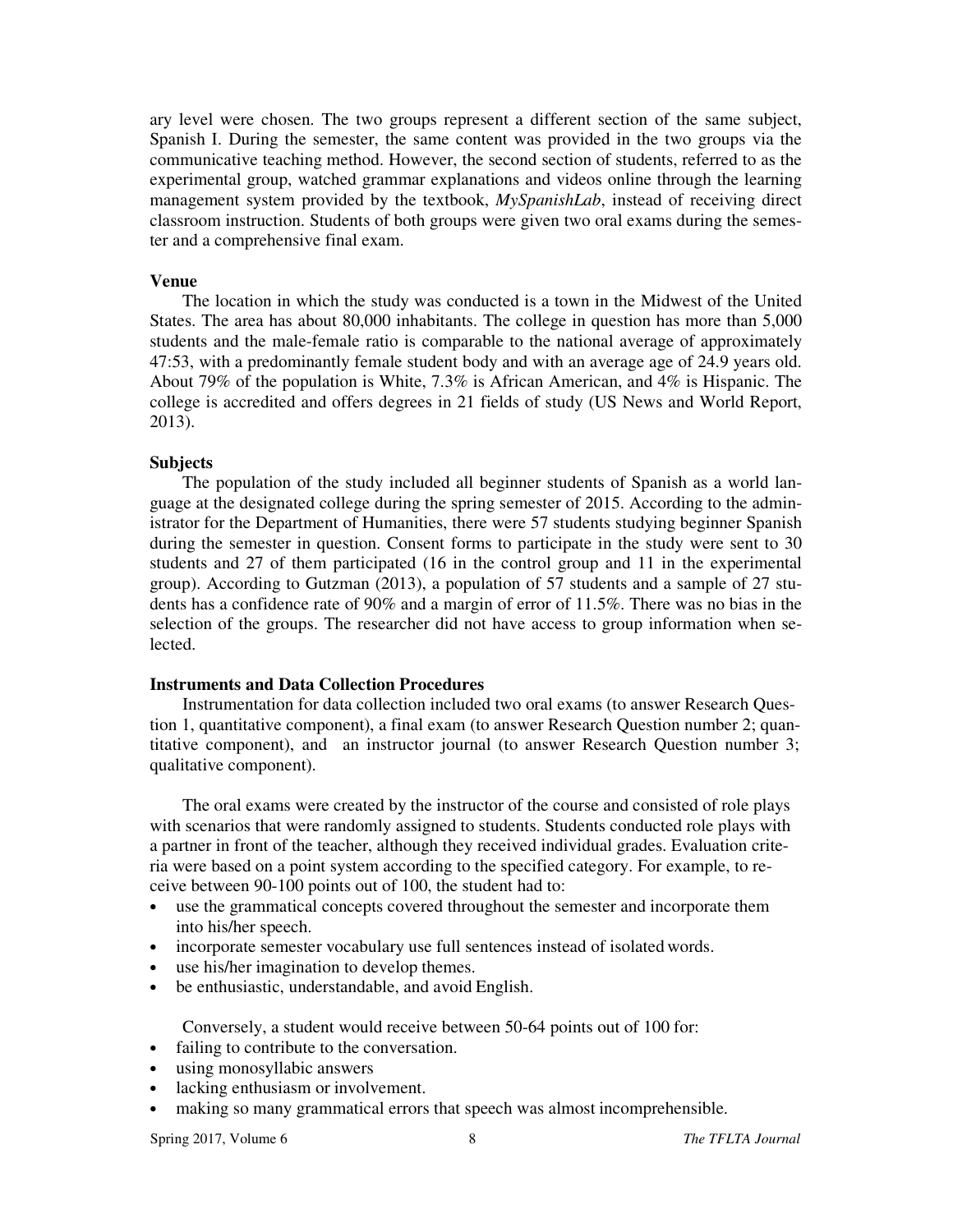ary level were chosen. The two groups represent a different section of the same subject, Spanish I. During the semester, the same content was provided in the two groups via the communicative teaching method. However, the second section of students, referred to as the experimental group, watched grammar explanations and videos online through the learning management system provided by the textbook, *MySpanishLab*, instead of receiving direct classroom instruction. Students of both groups were given two oral exams during the semester and a comprehensive final exam.

**Venue**

The location in which the study was conducted is a town in the Midwest of the United States. The area has about 80,000 inhabitants. The college in question has more than 5,000 students and the male-female ratio is comparable to the national average of approximately 47:53, with a predominantly female student body and with an average age of 24.9 years old. About 79% of the population is White, 7.3% is African American, and 4% is Hispanic. The college is accredited and offers degrees in 21 fields of study (US News and World Report, 2013).

**Subjects**

The population of the study included all beginner students of Spanish as a world language at the designated college during the spring semester of 2015. According to the administrator for the Department of Humanities, there were 57 students studying beginner Spanish during the semester in question. Consent forms to participate in the study were sent to 30 students and 27 of them participated (16 in the control group and 11 in the experimental group). According to Gutzman (2013), a population of 57 students and a sample of 27 students has a confidence rate of 90% and a margin of error of 11.5%. There was no bias in the selection of the groups. The researcher did not have access to group information when selected.

**Instruments and Data Collection Procedures**

Instrumentation for data collection included two oral exams (to answer Research Question 1, quantitative component), a final exam (to answer Research Question number 2; quantitative component), and an instructor journal (to answer Research Question number 3; qualitative component).

The oral exams were created by the instructor of the course and consisted of role plays with scenarios that were randomly assigned to students. Students conducted role plays with a partner in front of the teacher, although they received individual grades. Evaluation criteria were based on a point system according to the specified category. For example, to receive between 90-100 points out of 100, the student had to:

- use the grammatical concepts covered throughout the semester and incorporate them into his/her speech.
- incorporate semester vocabulary use full sentences instead of isolated words.
- use his/her imagination to develop themes.
- be enthusiastic, understandable, and avoid English.

Conversely, a student would receive between 50-64 points out of 100 for:

- failing to contribute to the conversation.
- using monosyllabic answers
- lacking enthusiasm or involvement.
- making so many grammatical errors that speech was almost incomprehensible.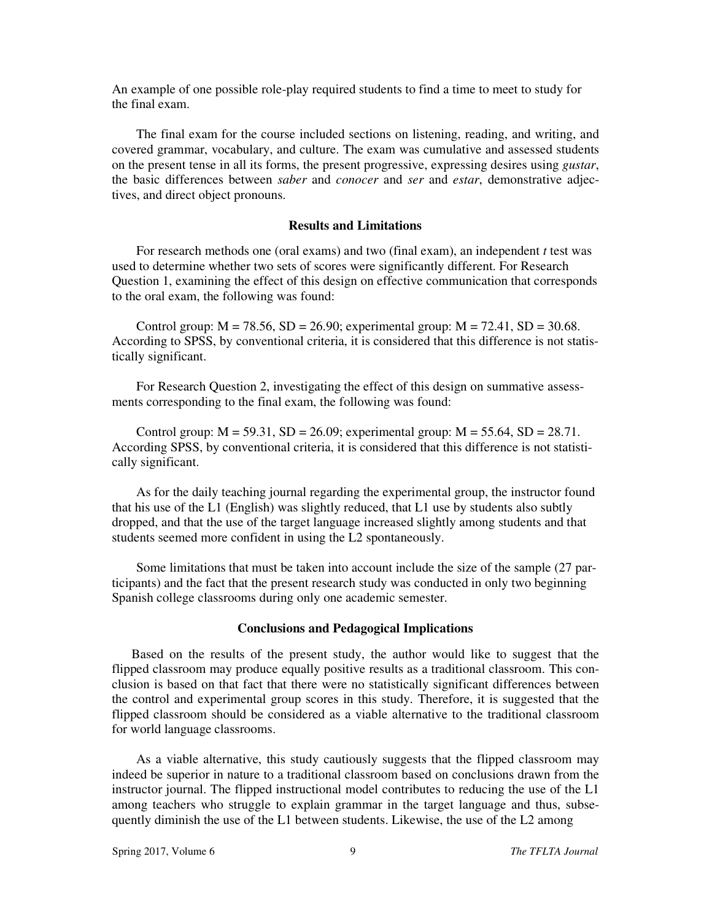An example of one possible role-play required students to find a time to meet to study for the final exam.

The final exam for the course included sections on listening, reading, and writing, and covered grammar, vocabulary, and culture. The exam was cumulative and assessed students on the present tense in all its forms, the present progressive, expressing desires using *gustar*, the basic differences between *saber* and *conocer* and *ser* and *estar*, demonstrative adjectives, and direct object pronouns.

## Results and Limitations

For research methods one (oral exams) and two (final exam), an independent *t* test was used to determine whether two sets of scores were significantly different. For Research Question 1, examining the effect of this design on effective communication that corresponds to the oral exam, the following was found:

Control group: $M = 78.56$, $SD = 26.90$; experimental group: $M = 72.41$, $SD = 30.68$. According to SPSS, by conventional criteria, it is considered that this difference is not statistically significant.

For Research Question 2, investigating the effect of this design on summative assessments corresponding to the final exam, the following was found:

Control group: $M = 59.31$, $SD = 26.09$; experimental group: $M = 55.64$, $SD = 28.71$. According SPSS, by conventional criteria, it is considered that this difference is not statistically significant.

As for the daily teaching journal regarding the experimental group, the instructor found that his use of the L1 (English) was slightly reduced, that L1 use by students also subtly dropped, and that the use of the target language increased slightly among students and that students seemed more confident in using the L2 spontaneously.

Some limitations that must be taken into account include the size of the sample (27 participants) and the fact that the present research study was conducted in only two beginning Spanish college classrooms during only one academic semester.

## Conclusions and Pedagogical Implications

Based on the results of the present study, the author would like to suggest that the flipped classroom may produce equally positive results as a traditional classroom. This conclusion is based on that fact that there were no statistically significant differences between the control and experimental group scores in this study. Therefore, it is suggested that the flipped classroom should be considered as a viable alternative to the traditional classroom for world language classrooms.

As a viable alternative, this study cautiously suggests that the flipped classroom may indeed be superior in nature to a traditional classroom based on conclusions drawn from the instructor journal. The flipped instructional model contributes to reducing the use of the L1 among teachers who struggle to explain grammar in the target language and thus, subsequently diminish the use of the L1 between students. Likewise, the use of the L2 among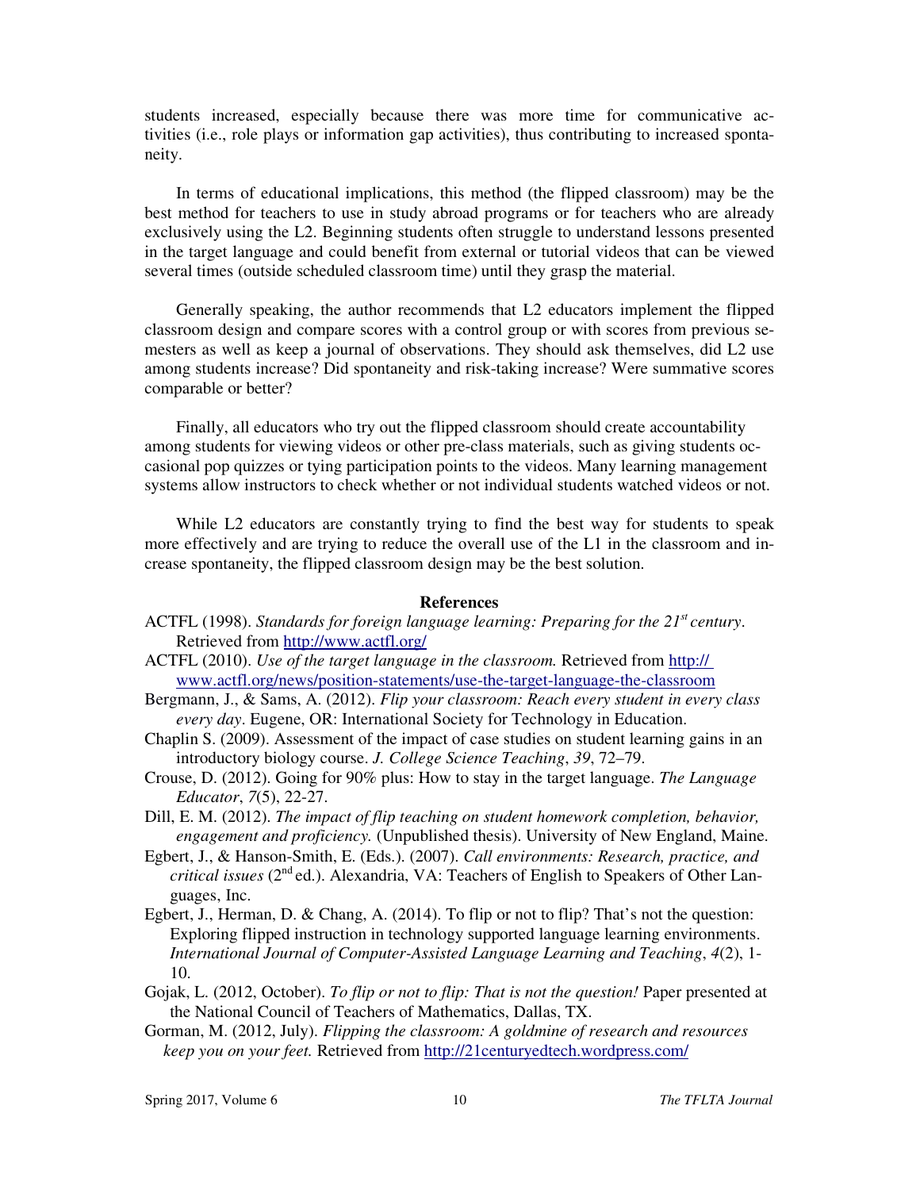students increased, especially because there was more time for communicative activities (i.e., role plays or information gap activities), thus contributing to increased spontaneity.

In terms of educational implications, this method (the flipped classroom) may be the best method for teachers to use in study abroad programs or for teachers who are already exclusively using the L2. Beginning students often struggle to understand lessons presented in the target language and could benefit from external or tutorial videos that can be viewed several times (outside scheduled classroom time) until they grasp the material.

Generally speaking, the author recommends that L2 educators implement the flipped classroom design and compare scores with a control group or with scores from previous semesters as well as keep a journal of observations. They should ask themselves, did L2 use among students increase? Did spontaneity and risk-taking increase? Were summative scores comparable or better?

Finally, all educators who try out the flipped classroom should create accountability among students for viewing videos or other pre-class materials, such as giving students occasional pop quizzes or tying participation points to the videos. Many learning management systems allow instructors to check whether or not individual students watched videos or not.

While L2 educators are constantly trying to find the best way for students to speak more effectively and are trying to reduce the overall use of the L1 in the classroom and increase spontaneity, the flipped classroom design may be the best solution.

**References**

ACTFL (1998). *Standards for foreign language learning: Preparing for the 21st century*. Retrieved from http://www.actfl.org/

ACTFL (2010). *Use of the target language in the classroom.* Retrieved from http://www.actfl.org/news/position-statements/use-the-target-language-the-classroom

Bergmann, J., & Sams, A. (2012). *Flip your classroom: Reach every student in every class every day*. Eugene, OR: International Society for Technology in Education.

Chaplin S. (2009). Assessment of the impact of case studies on student learning gains in an introductory biology course. *J. College Science Teaching*, *39*, 72–79.

Crouse, D. (2012). Going for 90% plus: How to stay in the target language. *The Language Educator*, *7*(5), 22-27.

Dill, E. M. (2012). *The impact of flip teaching on student homework completion, behavior, engagement and proficiency.* (Unpublished thesis). University of New England, Maine.

Egbert, J., & Hanson-Smith, E. (Eds.). (2007). *Call environments: Research, practice, and critical issues* (2nd ed.). Alexandria, VA: Teachers of English to Speakers of Other Languages, Inc.

Egbert, J., Herman, D. & Chang, A. (2014). To flip or not to flip? That's not the question: Exploring flipped instruction in technology supported language learning environments. *International Journal of Computer-Assisted Language Learning and Teaching*, *4*(2), 1-10.

Gojak, L. (2012, October). *To flip or not to flip: That is not the question!* Paper presented at the National Council of Teachers of Mathematics, Dallas, TX.

Gorman, M. (2012, July). *Flipping the classroom: A goldmine of research and resources keep you on your feet.* Retrieved from http://21centuryedtech.wordpress.com/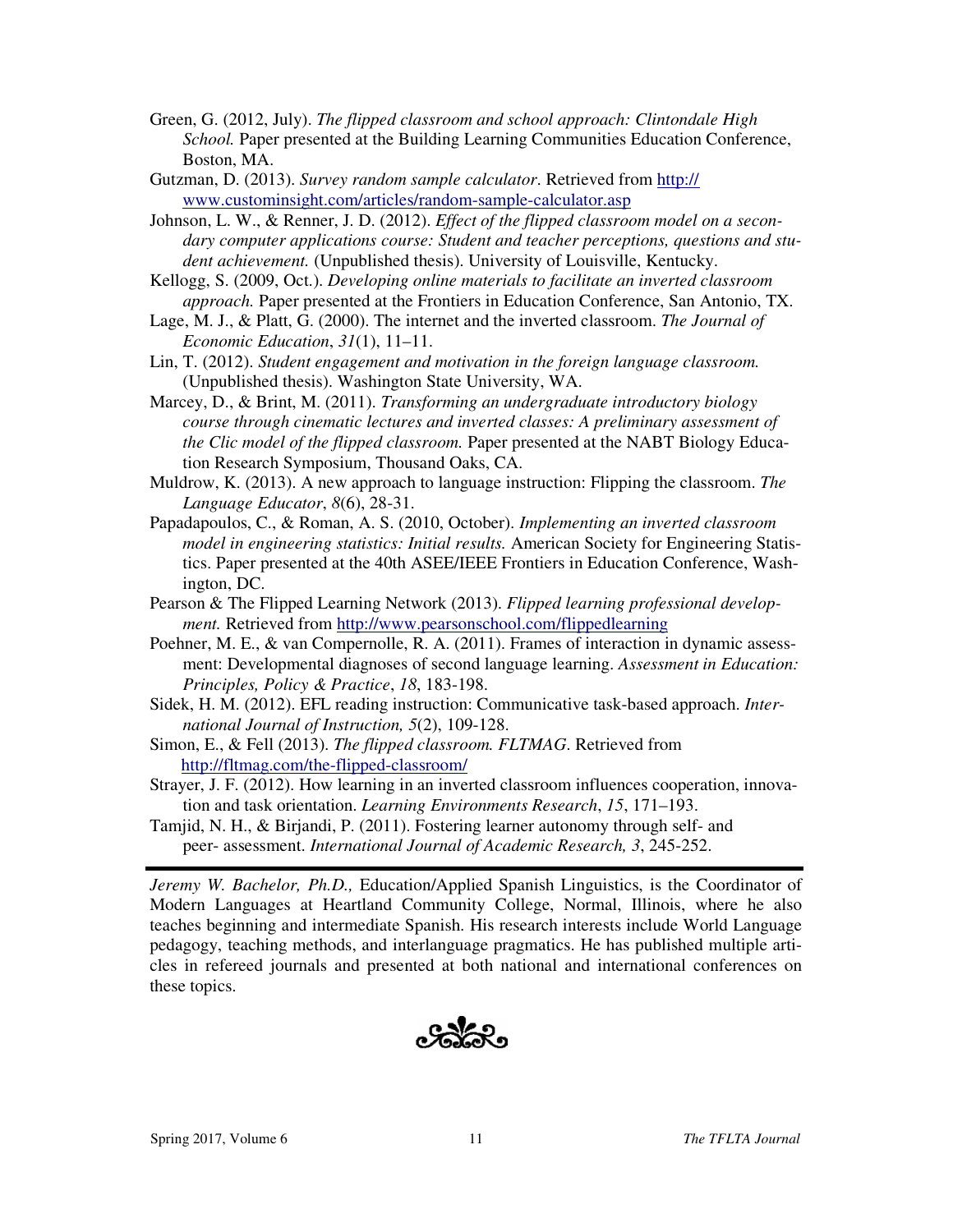Green, G. (2012, July). *The flipped classroom and school approach: Clintondale High School.* Paper presented at the Building Learning Communities Education Conference, Boston, MA.

Gutzman, D. (2013). *Survey random sample calculator*. Retrieved from http://www.custominsight.com/articles/random-sample-calculator.asp

Johnson, L. W., & Renner, J. D. (2012). *Effect of the flipped classroom model on a secondary computer applications course: Student and teacher perceptions, questions and student achievement.* (Unpublished thesis). University of Louisville, Kentucky.

Kellogg, S. (2009, Oct.). *Developing online materials to facilitate an inverted classroom approach.* Paper presented at the Frontiers in Education Conference, San Antonio, TX.

Lage, M. J., & Platt, G. (2000). The internet and the inverted classroom. *The Journal of Economic Education*, *31*(1), 11–11.

Lin, T. (2012). *Student engagement and motivation in the foreign language classroom.* (Unpublished thesis). Washington State University, WA.

Marcey, D., & Brint, M. (2011). *Transforming an undergraduate introductory biology course through cinematic lectures and inverted classes: A preliminary assessment of the Clic model of the flipped classroom.* Paper presented at the NABT Biology Education Research Symposium, Thousand Oaks, CA.

Muldrow, K. (2013). A new approach to language instruction: Flipping the classroom. *The Language Educator*, *8*(6), 28-31.

Papadapoulos, C., & Roman, A. S. (2010, October). *Implementing an inverted classroom model in engineering statistics: Initial results.* American Society for Engineering Statistics. Paper presented at the 40th ASEE/IEEE Frontiers in Education Conference, Washington, DC.

Pearson & The Flipped Learning Network (2013). *Flipped learning professional development.* Retrieved from http://www.pearsonschool.com/flippedlearning

Poehner, M. E., & van Compernolle, R. A. (2011). Frames of interaction in dynamic assessment: Developmental diagnoses of second language learning. *Assessment in Education: Principles, Policy & Practice*, *18*, 183-198.

Sidek, H. M. (2012). EFL reading instruction: Communicative task-based approach. *International Journal of Instruction, 5*(2), 109-128.

Simon, E., & Fell (2013). *The flipped classroom. FLTMAG*. Retrieved from http://fltmag.com/the-flipped-classroom/

Strayer, J. F. (2012). How learning in an inverted classroom influences cooperation, innovation and task orientation. *Learning Environments Research*, *15*, 171–193.

Tamjid, N. H., & Birjandi, P. (2011). Fostering learner autonomy through self- and peer- assessment. *International Journal of Academic Research, 3*, 245-252.

---

*Jeremy W. Bachelor, Ph.D.,* Education/Applied Spanish Linguistics, is the Coordinator of Modern Languages at Heartland Community College, Normal, Illinois, where he also teaches beginning and intermediate Spanish. His research interests include World Language pedagogy, teaching methods, and interlanguage pragmatics. He has published multiple articles in refereed journals and presented at both national and international conferences on these topics.